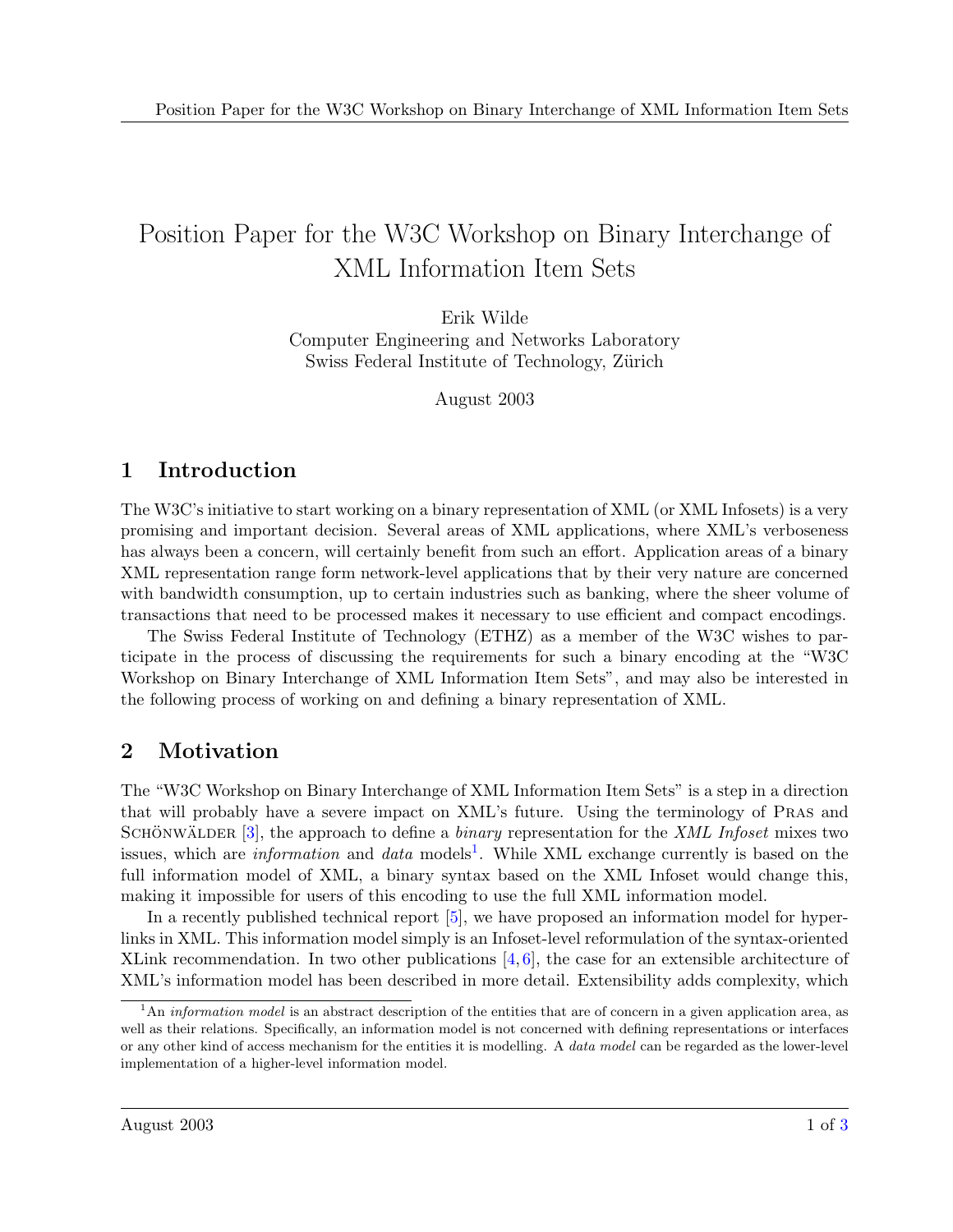# Position Paper for the W3C Workshop on Binary Interchange of XML Information Item Sets

Erik Wilde
Computer Engineering and Networks Laboratory
Swiss Federal Institute of Technology, Zürich

August 2003

## 1 Introduction

The W3C's initiative to start working on a binary representation of XML (or XML Infosets) is a very promising and important decision. Several areas of XML applications, where XML's verboseness has always been a concern, will certainly benefit from such an effort. Application areas of a binary XML representation range form network-level applications that by their very nature are concerned with bandwidth consumption, up to certain industries such as banking, where the sheer volume of transactions that need to be processed makes it necessary to use efficient and compact encodings.

The Swiss Federal Institute of Technology (ETHZ) as a member of the W3C wishes to participate in the process of discussing the requirements for such a binary encoding at the "W3C Workshop on Binary Interchange of XML Information Item Sets", and may also be interested in the following process of working on and defining a binary representation of XML.

## 2 Motivation

The "W3C Workshop on Binary Interchange of XML Information Item Sets" is a step in a direction that will probably have a severe impact on XML's future. Using the terminology of Pras and Schönwälder [3], the approach to define a *binary* representation for the *XML Infoset* mixes two issues, which are *information* and *data* models[1]. While XML exchange currently is based on the full information model of XML, a binary syntax based on the XML Infoset would change this, making it impossible for users of this encoding to use the full XML information model.

In a recently published technical report [5], we have proposed an information model for hyperlinks in XML. This information model simply is an Infoset-level reformulation of the syntax-oriented XLink recommendation. In two other publications [4, 6], the case for an extensible architecture of XML's information model has been described in more detail. Extensibility adds complexity, which

[1] An *information model* is an abstract description of the entities that are of concern in a given application area, as well as their relations. Specifically, an information model is not concerned with defining representations or interfaces or any other kind of access mechanism for the entities it is modelling. A *data model* can be regarded as the lower-level implementation of a higher-level information model.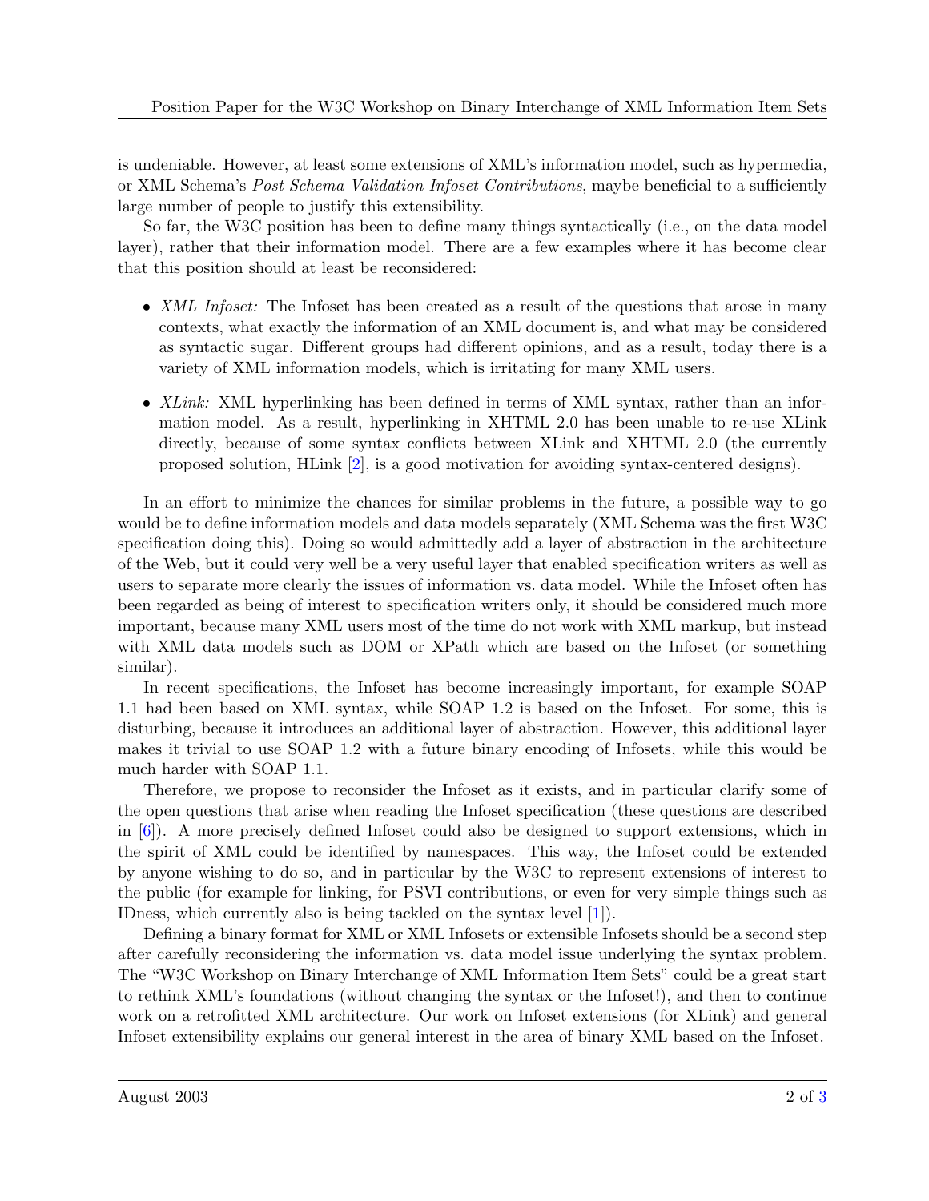is undeniable. However, at least some extensions of XML's information model, such as hypermedia, or XML Schema's *Post Schema Validation Infoset Contributions*, maybe beneficial to a sufficiently large number of people to justify this extensibility.

So far, the W3C position has been to define many things syntactically (i.e., on the data model layer), rather that their information model. There are a few examples where it has become clear that this position should at least be reconsidered:

- *XML Infoset:* The Infoset has been created as a result of the questions that arose in many contexts, what exactly the information of an XML document is, and what may be considered as syntactic sugar. Different groups had different opinions, and as a result, today there is a variety of XML information models, which is irritating for many XML users.
- *XLink:* XML hyperlinking has been defined in terms of XML syntax, rather than an information model. As a result, hyperlinking in XHTML 2.0 has been unable to re-use XLink directly, because of some syntax conflicts between XLink and XHTML 2.0 (the currently proposed solution, HLink [2], is a good motivation for avoiding syntax-centered designs).

In an effort to minimize the chances for similar problems in the future, a possible way to go would be to define information models and data models separately (XML Schema was the first W3C specification doing this). Doing so would admittedly add a layer of abstraction in the architecture of the Web, but it could very well be a very useful layer that enabled specification writers as well as users to separate more clearly the issues of information vs. data model. While the Infoset often has been regarded as being of interest to specification writers only, it should be considered much more important, because many XML users most of the time do not work with XML markup, but instead with XML data models such as DOM or XPath which are based on the Infoset (or something similar).

In recent specifications, the Infoset has become increasingly important, for example SOAP 1.1 had been based on XML syntax, while SOAP 1.2 is based on the Infoset. For some, this is disturbing, because it introduces an additional layer of abstraction. However, this additional layer makes it trivial to use SOAP 1.2 with a future binary encoding of Infosets, while this would be much harder with SOAP 1.1.

Therefore, we propose to reconsider the Infoset as it exists, and in particular clarify some of the open questions that arise when reading the Infoset specification (these questions are described in [6]). A more precisely defined Infoset could also be designed to support extensions, which in the spirit of XML could be identified by namespaces. This way, the Infoset could be extended by anyone wishing to do so, and in particular by the W3C to represent extensions of interest to the public (for example for linking, for PSVI contributions, or even for very simple things such as IDness, which currently also is being tackled on the syntax level [1]).

Defining a binary format for XML or XML Infosets or extensible Infosets should be a second step after carefully reconsidering the information vs. data model issue underlying the syntax problem. The "W3C Workshop on Binary Interchange of XML Information Item Sets" could be a great start to rethink XML's foundations (without changing the syntax or the Infoset!), and then to continue work on a retrofitted XML architecture. Our work on Infoset extensions (for XLink) and general Infoset extensibility explains our general interest in the area of binary XML based on the Infoset.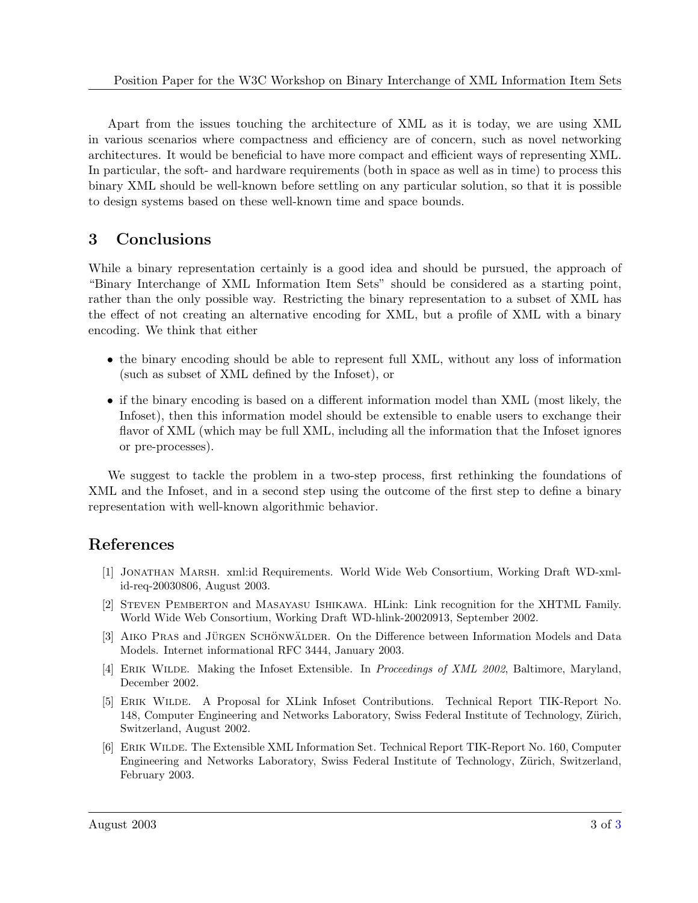Apart from the issues touching the architecture of XML as it is today, we are using XML in various scenarios where compactness and efficiency are of concern, such as novel networking architectures. It would be beneficial to have more compact and efficient ways of representing XML. In particular, the soft- and hardware requirements (both in space as well as in time) to process this binary XML should be well-known before settling on any particular solution, so that it is possible to design systems based on these well-known time and space bounds.

## 3 Conclusions

While a binary representation certainly is a good idea and should be pursued, the approach of "Binary Interchange of XML Information Item Sets" should be considered as a starting point, rather than the only possible way. Restricting the binary representation to a subset of XML has the effect of not creating an alternative encoding for XML, but a profile of XML with a binary encoding. We think that either

- the binary encoding should be able to represent full XML, without any loss of information (such as subset of XML defined by the Infoset), or
- if the binary encoding is based on a different information model than XML (most likely, the Infoset), then this information model should be extensible to enable users to exchange their flavor of XML (which may be full XML, including all the information that the Infoset ignores or pre-processes).

We suggest to tackle the problem in a two-step process, first rethinking the foundations of XML and the Infoset, and in a second step using the outcome of the first step to define a binary representation with well-known algorithmic behavior.

## References

[1] Jonathan Marsh. xml:id Requirements. World Wide Web Consortium, Working Draft WD-xml-id-req-20030806, August 2003.

[2] Steven Pemberton and Masayasu Ishikawa. HLink: Link recognition for the XHTML Family. World Wide Web Consortium, Working Draft WD-hlink-20020913, September 2002.

[3] Aiko Pras and Jürgen Schönwälder. On the Difference between Information Models and Data Models. Internet informational RFC 3444, January 2003.

[4] Erik Wilde. Making the Infoset Extensible. In *Proceedings of XML 2002*, Baltimore, Maryland, December 2002.

[5] Erik Wilde. A Proposal for XLink Infoset Contributions. Technical Report TIK-Report No. 148, Computer Engineering and Networks Laboratory, Swiss Federal Institute of Technology, Zürich, Switzerland, August 2002.

[6] Erik Wilde. The Extensible XML Information Set. Technical Report TIK-Report No. 160, Computer Engineering and Networks Laboratory, Swiss Federal Institute of Technology, Zürich, Switzerland, February 2003.